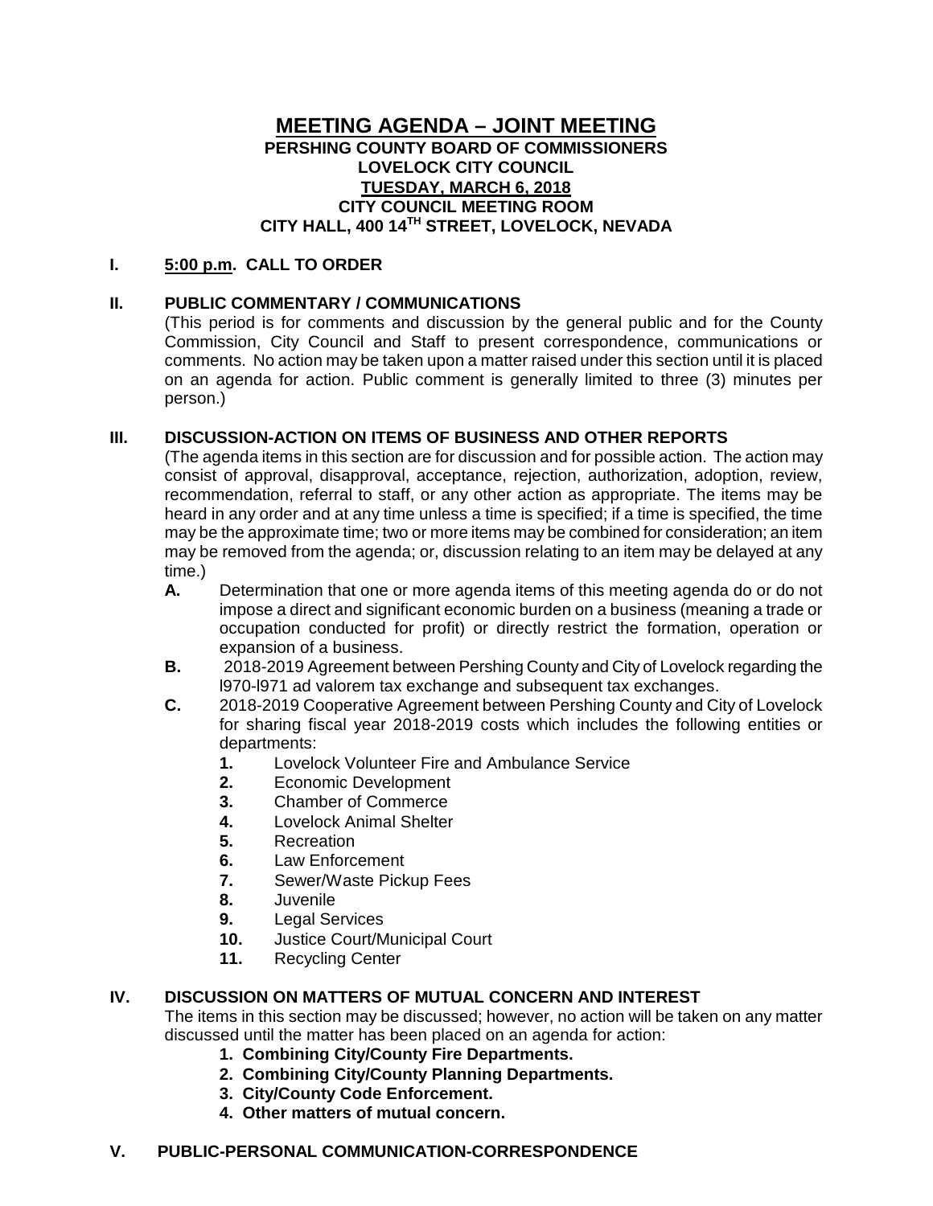# MEETING AGENDA – JOINT MEETING

**PERSHING COUNTY BOARD OF COMMISSIONERS**
**LOVELOCK CITY COUNCIL**
**TUESDAY, MARCH 6, 2018**
**CITY COUNCIL MEETING ROOM**
**CITY HALL, 400 14TH STREET, LOVELOCK, NEVADA**

## I. 5:00 p.m. CALL TO ORDER

## II. PUBLIC COMMENTARY / COMMUNICATIONS

(This period is for comments and discussion by the general public and for the County Commission, City Council and Staff to present correspondence, communications or comments. No action may be taken upon a matter raised under this section until it is placed on an agenda for action. Public comment is generally limited to three (3) minutes per person.)

## III. DISCUSSION-ACTION ON ITEMS OF BUSINESS AND OTHER REPORTS

(The agenda items in this section are for discussion and for possible action. The action may consist of approval, disapproval, acceptance, rejection, authorization, adoption, review, recommendation, referral to staff, or any other action as appropriate. The items may be heard in any order and at any time unless a time is specified; if a time is specified, the time may be the approximate time; two or more items may be combined for consideration; an item may be removed from the agenda; or, discussion relating to an item may be delayed at any time.)

- **A.** Determination that one or more agenda items of this meeting agenda do or do not impose a direct and significant economic burden on a business (meaning a trade or occupation conducted for profit) or directly restrict the formation, operation or expansion of a business.
- **B.** 2018-2019 Agreement between Pershing County and City of Lovelock regarding the l970-l971 ad valorem tax exchange and subsequent tax exchanges.
- **C.** 2018-2019 Cooperative Agreement between Pershing County and City of Lovelock for sharing fiscal year 2018-2019 costs which includes the following entities or departments:
  1. Lovelock Volunteer Fire and Ambulance Service
  2. Economic Development
  3. Chamber of Commerce
  4. Lovelock Animal Shelter
  5. Recreation
  6. Law Enforcement
  7. Sewer/Waste Pickup Fees
  8. Juvenile
  9. Legal Services
  10. Justice Court/Municipal Court
  11. Recycling Center

## IV. DISCUSSION ON MATTERS OF MUTUAL CONCERN AND INTEREST

The items in this section may be discussed; however, no action will be taken on any matter discussed until the matter has been placed on an agenda for action:

1. **Combining City/County Fire Departments.**
2. **Combining City/County Planning Departments.**
3. **City/County Code Enforcement.**
4. **Other matters of mutual concern.**

## V. PUBLIC-PERSONAL COMMUNICATION-CORRESPONDENCE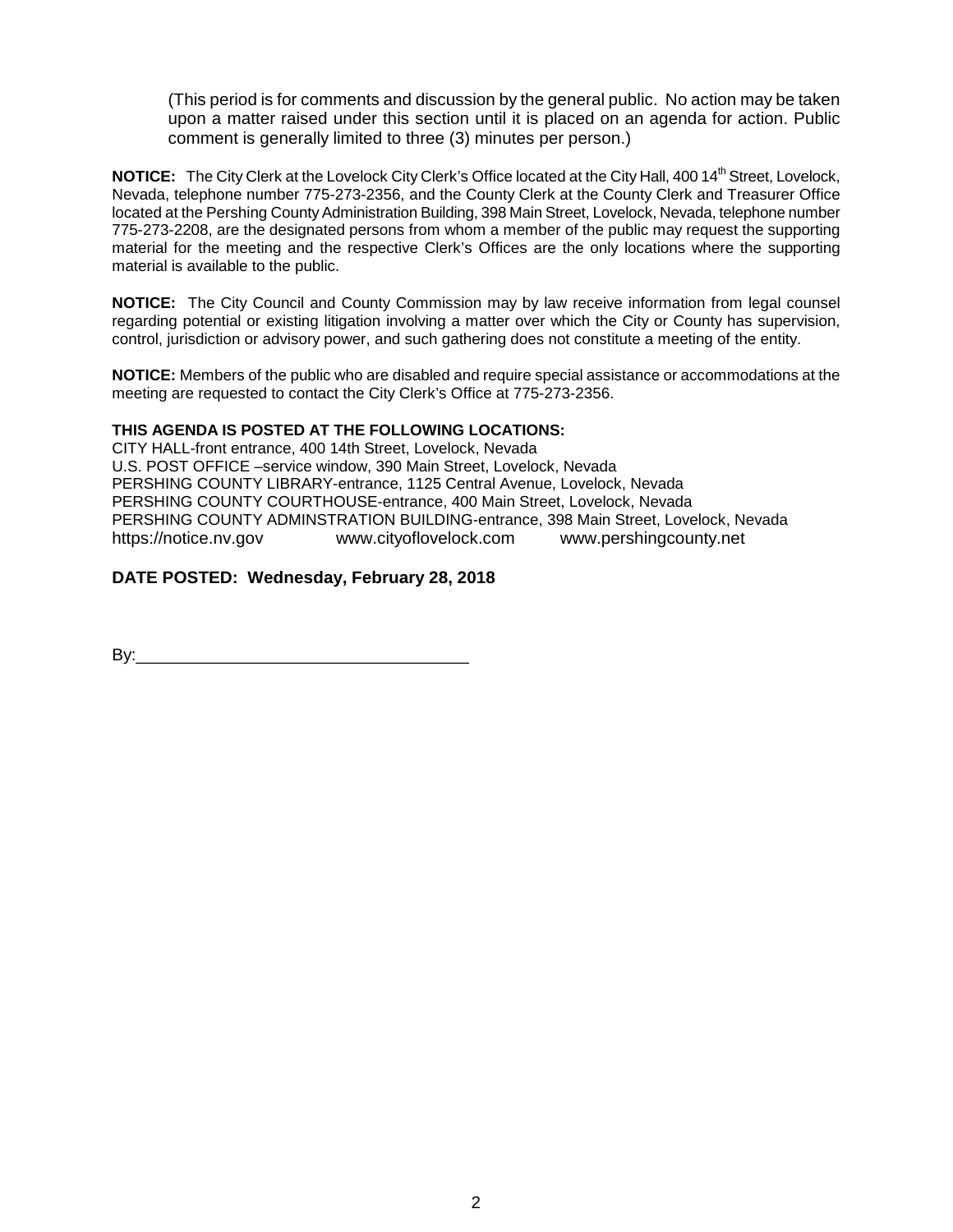(This period is for comments and discussion by the general public. No action may be taken upon a matter raised under this section until it is placed on an agenda for action. Public comment is generally limited to three (3) minutes per person.)

**NOTICE:** The City Clerk at the Lovelock City Clerk's Office located at the City Hall, 400 14th Street, Lovelock, Nevada, telephone number 775-273-2356, and the County Clerk at the County Clerk and Treasurer Office located at the Pershing County Administration Building, 398 Main Street, Lovelock, Nevada, telephone number 775-273-2208, are the designated persons from whom a member of the public may request the supporting material for the meeting and the respective Clerk's Offices are the only locations where the supporting material is available to the public.

**NOTICE:** The City Council and County Commission may by law receive information from legal counsel regarding potential or existing litigation involving a matter over which the City or County has supervision, control, jurisdiction or advisory power, and such gathering does not constitute a meeting of the entity.

**NOTICE:** Members of the public who are disabled and require special assistance or accommodations at the meeting are requested to contact the City Clerk's Office at 775-273-2356.

**THIS AGENDA IS POSTED AT THE FOLLOWING LOCATIONS:**
CITY HALL-front entrance, 400 14th Street, Lovelock, Nevada
U.S. POST OFFICE –service window, 390 Main Street, Lovelock, Nevada
PERSHING COUNTY LIBRARY-entrance, 1125 Central Avenue, Lovelock, Nevada
PERSHING COUNTY COURTHOUSE-entrance, 400 Main Street, Lovelock, Nevada
PERSHING COUNTY ADMINSTRATION BUILDING-entrance, 398 Main Street, Lovelock, Nevada
https://notice.nv.gov www.cityoflovelock.com www.pershingcounty.net

**DATE POSTED: Wednesday, February 28, 2018**

By:___________________________________